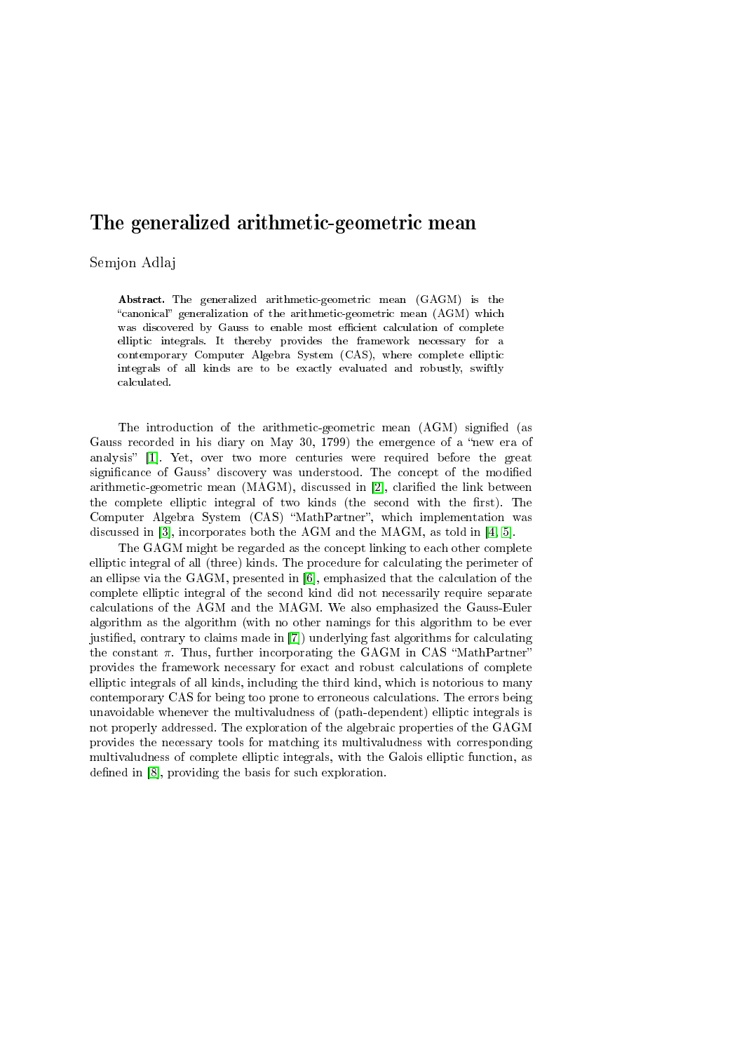# The generalized arithmetic-geometric mean

Semjon Adlaj

**Abstract.** The generalized arithmetic-geometric mean (GAGM) is the "canonical" generalization of the arithmetic-geometric mean (AGM) which was discovered by Gauss to enable most efficient calculation of complete elliptic integrals. It thereby provides the framework necessary for a contemporary Computer Algebra System (CAS), where complete elliptic integrals of all kinds are to be exactly evaluated and robustly, swiftly calculated.

The introduction of the arithmetic-geometric mean (AGM) signified (as Gauss recorded in his diary on May 30, 1799) the emergence of a "new era of analysis" [1]. Yet, over two more centuries were required before the great significance of Gauss' discovery was understood. The concept of the modified arithmetic-geometric mean (MAGM), discussed in [2], clarified the link between the complete elliptic integral of two kinds (the second with the first). The Computer Algebra System (CAS) "MathPartner", which implementation was discussed in [3], incorporates both the AGM and the MAGM, as told in [4, 5].

The GAGM might be regarded as the concept linking to each other complete elliptic integral of all (three) kinds. The procedure for calculating the perimeter of an ellipse via the GAGM, presented in [6], emphasized that the calculation of the complete elliptic integral of the second kind did not necessarily require separate calculations of the AGM and the MAGM. We also emphasized the Gauss-Euler algorithm as the algorithm (with no other namings for this algorithm to be ever justified, contrary to claims made in [7]) underlying fast algorithms for calculating the constant $\pi$. Thus, further incorporating the GAGM in CAS "MathPartner" provides the framework necessary for exact and robust calculations of complete elliptic integrals of all kinds, including the third kind, which is notorious to many contemporary CAS for being too prone to erroneous calculations. The errors being unavoidable whenever the multivaludness of (path-dependent) elliptic integrals is not properly addressed. The exploration of the algebraic properties of the GAGM provides the necessary tools for matching its multivaludness with corresponding multivaludness of complete elliptic integrals, with the Galois elliptic function, as defined in [8], providing the basis for such exploration.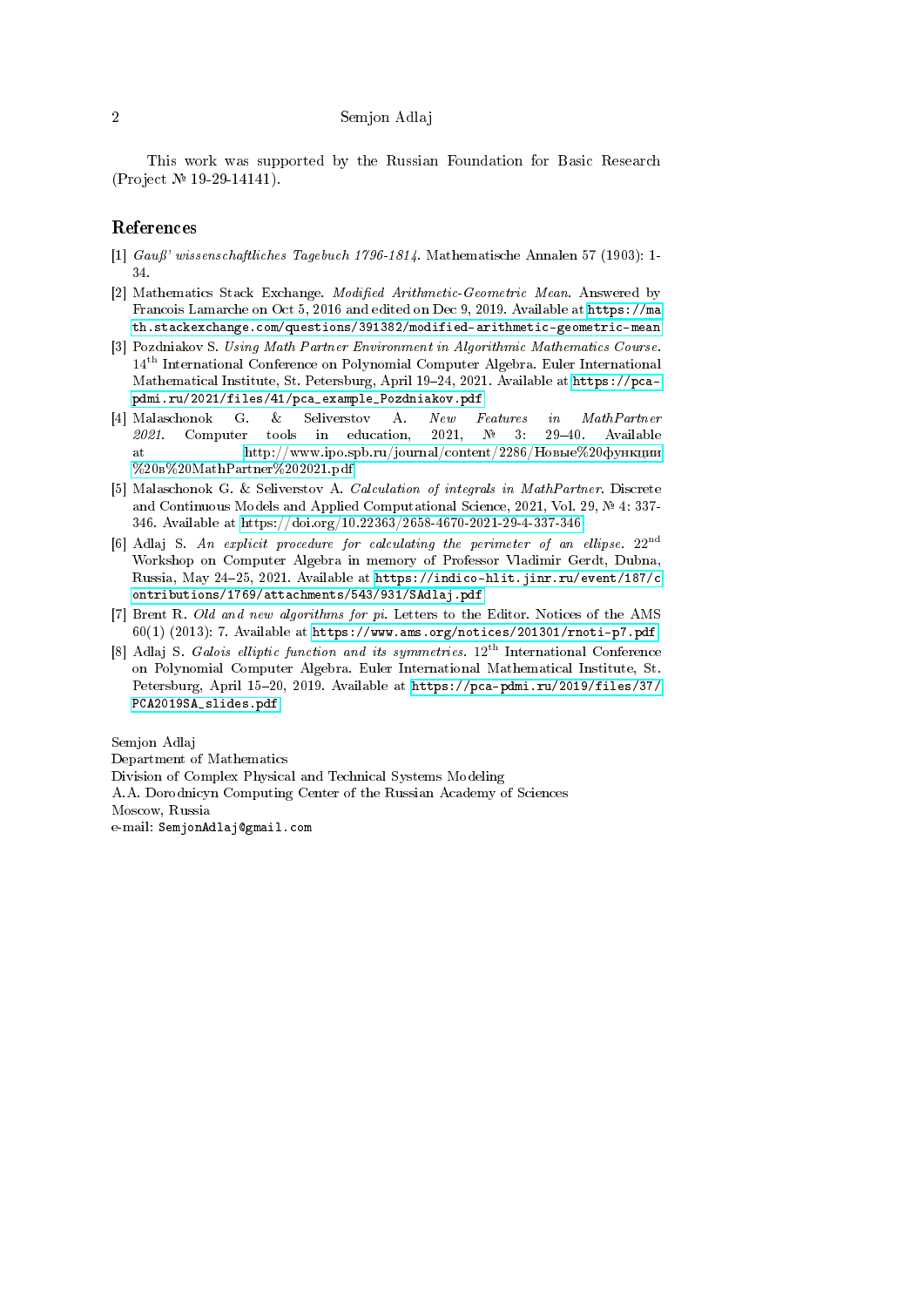This work was supported by the Russian Foundation for Basic Research (Project № 19-29-14141).

## References

[1] *Gauß' wissenschaftliches Tagebuch 1796-1814*. Mathematische Annalen 57 (1903): 1-34.

[2] Mathematics Stack Exchange. *Modified Arithmetic-Geometric Mean*. Answered by Francois Lamarche on Oct 5, 2016 and edited on Dec 9, 2019. Available at https://math.stackexchange.com/questions/391382/modified-arithmetic-geometric-mean

[3] Pozdniakov S. *Using Math Partner Environment in Algorithmic Mathematics Course*. $14^{\text{th}}$ International Conference on Polynomial Computer Algebra. Euler International Mathematical Institute, St. Petersburg, April 19–24, 2021. Available at https://pca-pdmi.ru/2021/files/41/pca_example_Pozdniakov.pdf

[4] Malaschonok G. & Seliverstov A. *New Features in MathPartner 2021*. Computer tools in education, 2021, № 3: 29–40. Available at http://www.ipo.spb.ru/journal/content/2286/Новые%20функции%20в%20MathPartner%202021.pdf

[5] Malaschonok G. & Seliverstov A. *Calculation of integrals in MathPartner*. Discrete and Continuous Models and Applied Computational Science, 2021, Vol. 29, № 4: 337-346. Available at https://doi.org/10.22363/2658-4670-2021-29-4-337-346

[6] Adlaj S. *An explicit procedure for calculating the perimeter of an ellipse*. $22^{\text{nd}}$ Workshop on Computer Algebra in memory of Professor Vladimir Gerdt, Dubna, Russia, May 24–25, 2021. Available at https://indico-hlit.jinr.ru/event/187/contributions/1769/attachments/543/931/SAdlaj.pdf

[7] Brent R. *Old and new algorithms for pi*. Letters to the Editor. Notices of the AMS 60(1) (2013): 7. Available at https://www.ams.org/notices/201301/rnoti-p7.pdf

[8] Adlaj S. *Galois elliptic function and its symmetries*. $12^{\text{th}}$ International Conference on Polynomial Computer Algebra. Euler International Mathematical Institute, St. Petersburg, April 15–20, 2019. Available at https://pca-pdmi.ru/2019/files/37/PCA2019SA_slides.pdf

Semjon Adlaj
Department of Mathematics
Division of Complex Physical and Technical Systems Modeling
A.A. Dorodnicyn Computing Center of the Russian Academy of Sciences
Moscow, Russia
e-mail: SemjonAdlaj@gmail.com